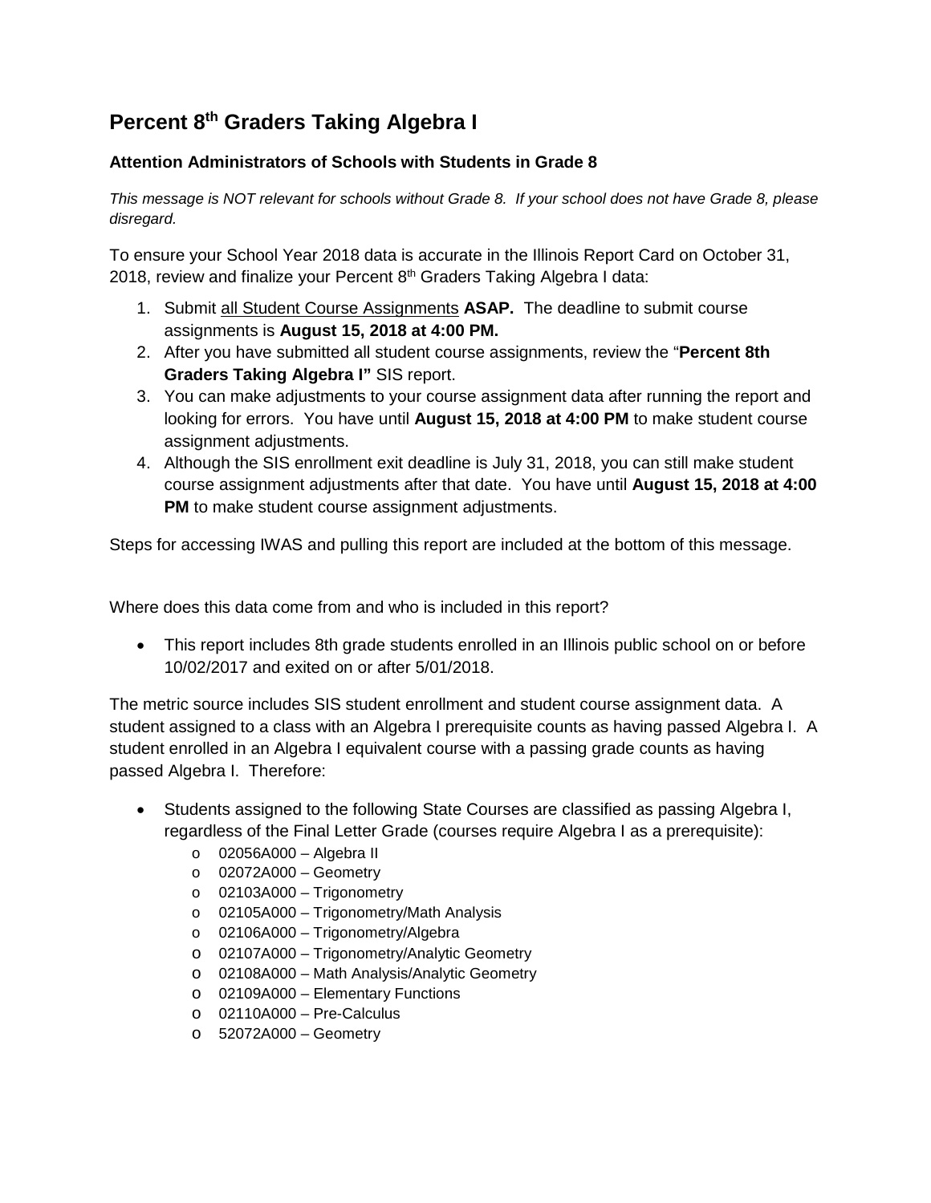# Percent 8th Graders Taking Algebra I

### Attention Administrators of Schools with Students in Grade 8

*This message is NOT relevant for schools without Grade 8. If your school does not have Grade 8, please disregard.*

To ensure your School Year 2018 data is accurate in the Illinois Report Card on October 31, 2018, review and finalize your Percent 8th Graders Taking Algebra I data:

1. Submit all Student Course Assignments **ASAP.** The deadline to submit course assignments is **August 15, 2018 at 4:00 PM.**
2. After you have submitted all student course assignments, review the "**Percent 8th Graders Taking Algebra I"** SIS report.
3. You can make adjustments to your course assignment data after running the report and looking for errors. You have until **August 15, 2018 at 4:00 PM** to make student course assignment adjustments.
4. Although the SIS enrollment exit deadline is July 31, 2018, you can still make student course assignment adjustments after that date. You have until **August 15, 2018 at 4:00 PM** to make student course assignment adjustments.

Steps for accessing IWAS and pulling this report are included at the bottom of this message.

Where does this data come from and who is included in this report?

- This report includes 8th grade students enrolled in an Illinois public school on or before 10/02/2017 and exited on or after 5/01/2018.

The metric source includes SIS student enrollment and student course assignment data. A student assigned to a class with an Algebra I prerequisite counts as having passed Algebra I. A student enrolled in an Algebra I equivalent course with a passing grade counts as having passed Algebra I. Therefore:

- Students assigned to the following State Courses are classified as passing Algebra I, regardless of the Final Letter Grade (courses require Algebra I as a prerequisite):
  - 02056A000 – Algebra II
  - 02072A000 – Geometry
  - 02103A000 – Trigonometry
  - 02105A000 – Trigonometry/Math Analysis
  - 02106A000 – Trigonometry/Algebra
  - 02107A000 – Trigonometry/Analytic Geometry
  - 02108A000 – Math Analysis/Analytic Geometry
  - 02109A000 – Elementary Functions
  - 02110A000 – Pre-Calculus
  - 52072A000 – Geometry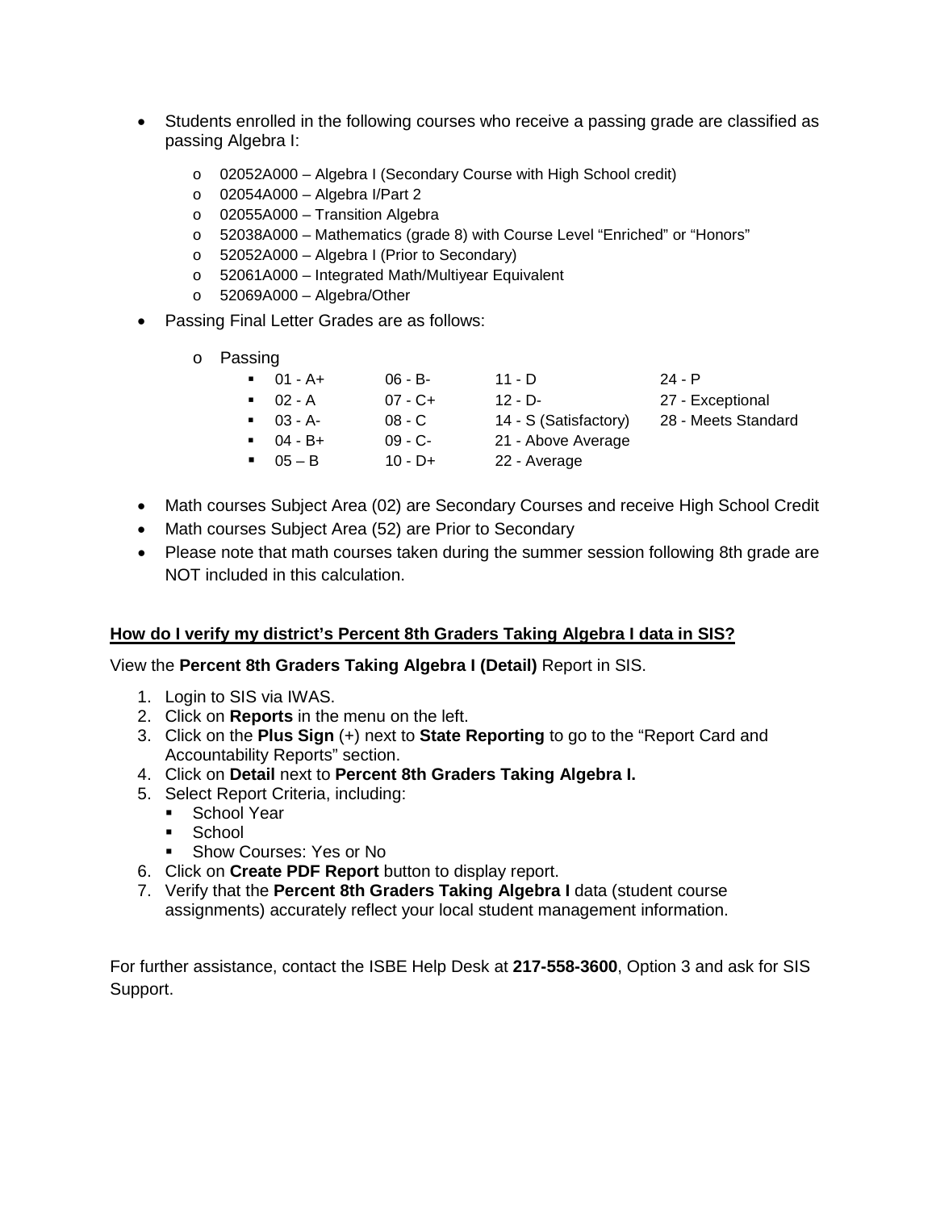- Students enrolled in the following courses who receive a passing grade are classified as passing Algebra I:
  - 02052A000 – Algebra I (Secondary Course with High School credit)
  - 02054A000 – Algebra I/Part 2
  - 02055A000 – Transition Algebra
  - 52038A000 – Mathematics (grade 8) with Course Level "Enriched" or "Honors"
  - 52052A000 – Algebra I (Prior to Secondary)
  - 52061A000 – Integrated Math/Multiyear Equivalent
  - 52069A000 – Algebra/Other
- Passing Final Letter Grades are as follows:
  - Passing

| | | | |
|---|---|---|---|
| 01 - A+ | 06 - B- | 11 - D | 24 - P |
| 02 - A | 07 - C+ | 12 - D- | 27 - Exceptional |
| 03 - A- | 08 - C | 14 - S (Satisfactory) | 28 - Meets Standard |
| 04 - B+ | 09 - C- | 21 - Above Average | |
| 05 – B | 10 - D+ | 22 - Average | |

- Math courses Subject Area (02) are Secondary Courses and receive High School Credit
- Math courses Subject Area (52) are Prior to Secondary
- Please note that math courses taken during the summer session following 8th grade are NOT included in this calculation.

**How do I verify my district's Percent 8th Graders Taking Algebra I data in SIS?**

View the **Percent 8th Graders Taking Algebra I (Detail)** Report in SIS.

1. Login to SIS via IWAS.
2. Click on **Reports** in the menu on the left.
3. Click on the **Plus Sign** (+) next to **State Reporting** to go to the "Report Card and Accountability Reports" section.
4. Click on **Detail** next to **Percent 8th Graders Taking Algebra I.**
5. Select Report Criteria, including:
   - School Year
   - School
   - Show Courses: Yes or No
6. Click on **Create PDF Report** button to display report.
7. Verify that the **Percent 8th Graders Taking Algebra I** data (student course assignments) accurately reflect your local student management information.

For further assistance, contact the ISBE Help Desk at **217-558-3600**, Option 3 and ask for SIS Support.